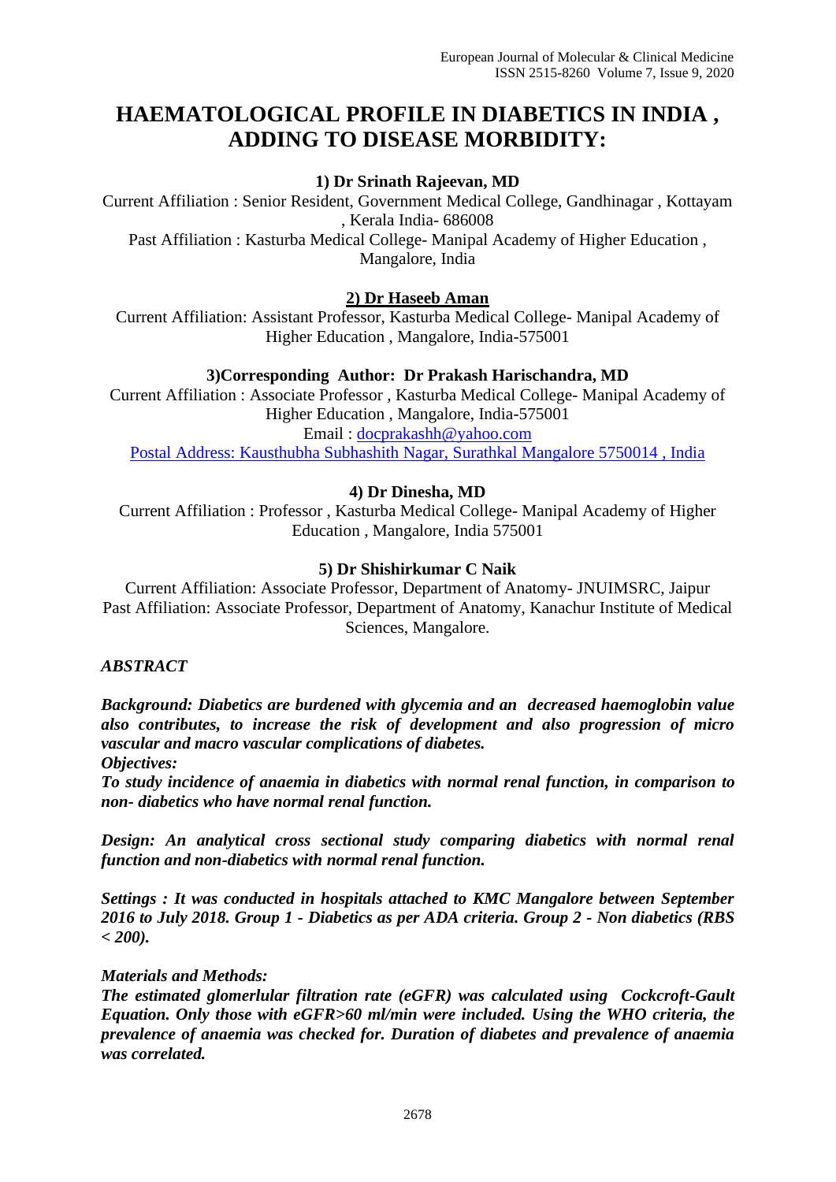# HAEMATOLOGICAL PROFILE IN DIABETICS IN INDIA , ADDING TO DISEASE MORBIDITY:

**1) Dr Srinath Rajeevan, MD**

Current Affiliation : Senior Resident, Government Medical College, Gandhinagar , Kottayam , Kerala India- 686008

Past Affiliation : Kasturba Medical College- Manipal Academy of Higher Education , Mangalore, India

**2) Dr Haseeb Aman**

Current Affiliation: Assistant Professor, Kasturba Medical College- Manipal Academy of Higher Education , Mangalore, India-575001

**3)Corresponding Author: Dr Prakash Harischandra, MD**

Current Affiliation : Associate Professor , Kasturba Medical College- Manipal Academy of Higher Education , Mangalore, India-575001

Email : docprakashh@yahoo.com

Postal Address: Kausthubha Subhashith Nagar, Surathkal Mangalore 5750014 , India

**4) Dr Dinesha, MD**

Current Affiliation : Professor , Kasturba Medical College- Manipal Academy of Higher Education , Mangalore, India 575001

**5) Dr Shishirkumar C Naik**

Current Affiliation: Associate Professor, Department of Anatomy- JNUIMSRC, Jaipur

Past Affiliation: Associate Professor, Department of Anatomy, Kanachur Institute of Medical Sciences, Mangalore.

***ABSTRACT***

***Background: Diabetics are burdened with glycemia and an decreased haemoglobin value also contributes, to increase the risk of development and also progression of micro vascular and macro vascular complications of diabetes.***

***Objectives:***

***To study incidence of anaemia in diabetics with normal renal function, in comparison to non- diabetics who have normal renal function.***

***Design: An analytical cross sectional study comparing diabetics with normal renal function and non-diabetics with normal renal function.***

***Settings : It was conducted in hospitals attached to KMC Mangalore between September 2016 to July 2018. Group 1 - Diabetics as per ADA criteria. Group 2 - Non diabetics (RBS < 200).***

***Materials and Methods:***

***The estimated glomerlular filtration rate (eGFR) was calculated using Cockcroft-Gault Equation. Only those with eGFR>60 ml/min were included. Using the WHO criteria, the prevalence of anaemia was checked for. Duration of diabetes and prevalence of anaemia was correlated.***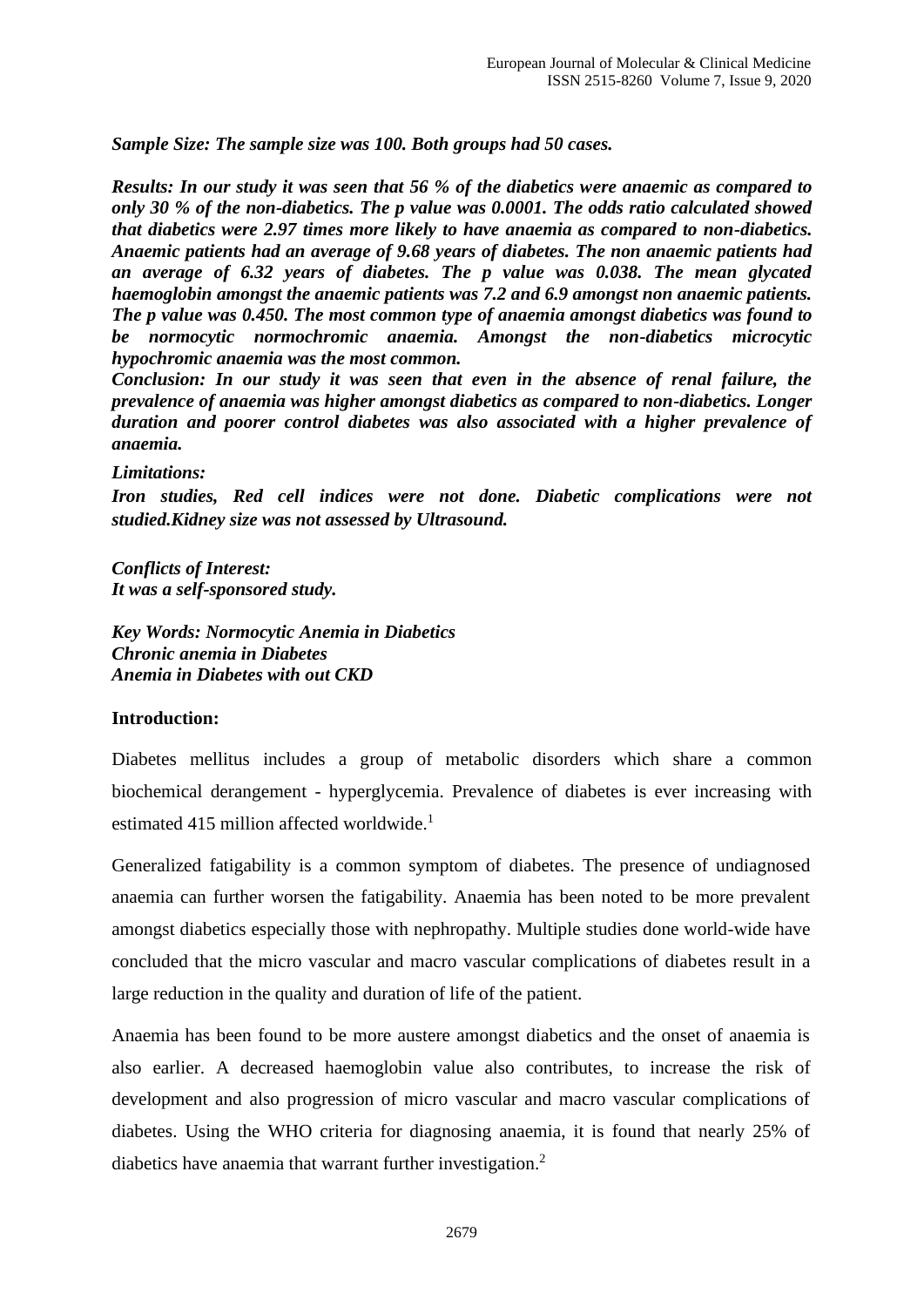***Sample Size: The sample size was 100. Both groups had 50 cases.***

***Results: In our study it was seen that 56 % of the diabetics were anaemic as compared to only 30 % of the non-diabetics. The p value was 0.0001. The odds ratio calculated showed that diabetics were 2.97 times more likely to have anaemia as compared to non-diabetics. Anaemic patients had an average of 9.68 years of diabetes. The non anaemic patients had an average of 6.32 years of diabetes. The p value was 0.038. The mean glycated haemoglobin amongst the anaemic patients was 7.2 and 6.9 amongst non anaemic patients. The p value was 0.450. The most common type of anaemia amongst diabetics was found to be normocytic normochromic anaemia. Amongst the non-diabetics microcytic hypochromic anaemia was the most common.***

***Conclusion: In our study it was seen that even in the absence of renal failure, the prevalence of anaemia was higher amongst diabetics as compared to non-diabetics. Longer duration and poorer control diabetes was also associated with a higher prevalence of anaemia.***

***Limitations:***

***Iron studies, Red cell indices were not done. Diabetic complications were not studied.Kidney size was not assessed by Ultrasound.***

***Conflicts of Interest:***
***It was a self-sponsored study.***

***Key Words: Normocytic Anemia in Diabetics***
***Chronic anemia in Diabetes***
***Anemia in Diabetes with out CKD***

## Introduction:

Diabetes mellitus includes a group of metabolic disorders which share a common biochemical derangement - hyperglycemia. Prevalence of diabetes is ever increasing with estimated 415 million affected worldwide.[1]

Generalized fatigability is a common symptom of diabetes. The presence of undiagnosed anaemia can further worsen the fatigability. Anaemia has been noted to be more prevalent amongst diabetics especially those with nephropathy. Multiple studies done world-wide have concluded that the micro vascular and macro vascular complications of diabetes result in a large reduction in the quality and duration of life of the patient.

Anaemia has been found to be more austere amongst diabetics and the onset of anaemia is also earlier. A decreased haemoglobin value also contributes, to increase the risk of development and also progression of micro vascular and macro vascular complications of diabetes. Using the WHO criteria for diagnosing anaemia, it is found that nearly 25% of diabetics have anaemia that warrant further investigation.[2]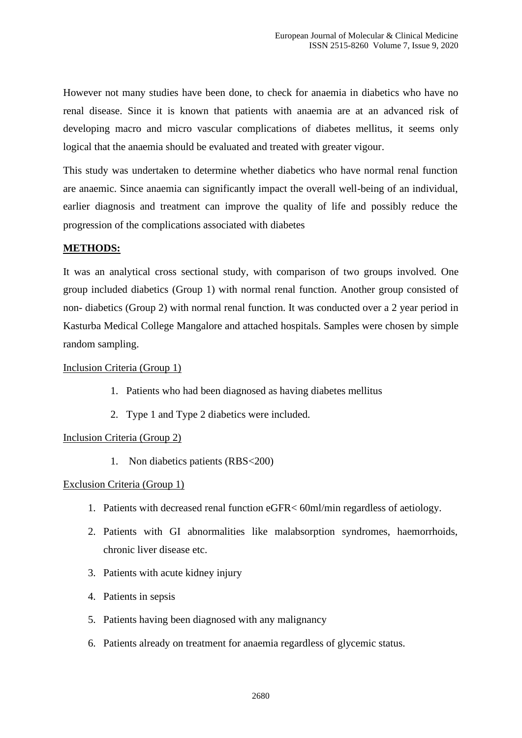However not many studies have been done, to check for anaemia in diabetics who have no renal disease. Since it is known that patients with anaemia are at an advanced risk of developing macro and micro vascular complications of diabetes mellitus, it seems only logical that the anaemia should be evaluated and treated with greater vigour.

This study was undertaken to determine whether diabetics who have normal renal function are anaemic. Since anaemia can significantly impact the overall well-being of an individual, earlier diagnosis and treatment can improve the quality of life and possibly reduce the progression of the complications associated with diabetes

## METHODS:

It was an analytical cross sectional study, with comparison of two groups involved. One group included diabetics (Group 1) with normal renal function. Another group consisted of non- diabetics (Group 2) with normal renal function. It was conducted over a 2 year period in Kasturba Medical College Mangalore and attached hospitals. Samples were chosen by simple random sampling.

Inclusion Criteria (Group 1)

1. Patients who had been diagnosed as having diabetes mellitus
2. Type 1 and Type 2 diabetics were included.

Inclusion Criteria (Group 2)

1. Non diabetics patients (RBS<200)

Exclusion Criteria (Group 1)

1. Patients with decreased renal function eGFR< 60ml/min regardless of aetiology.
2. Patients with GI abnormalities like malabsorption syndromes, haemorrhoids, chronic liver disease etc.
3. Patients with acute kidney injury
4. Patients in sepsis
5. Patients having been diagnosed with any malignancy
6. Patients already on treatment for anaemia regardless of glycemic status.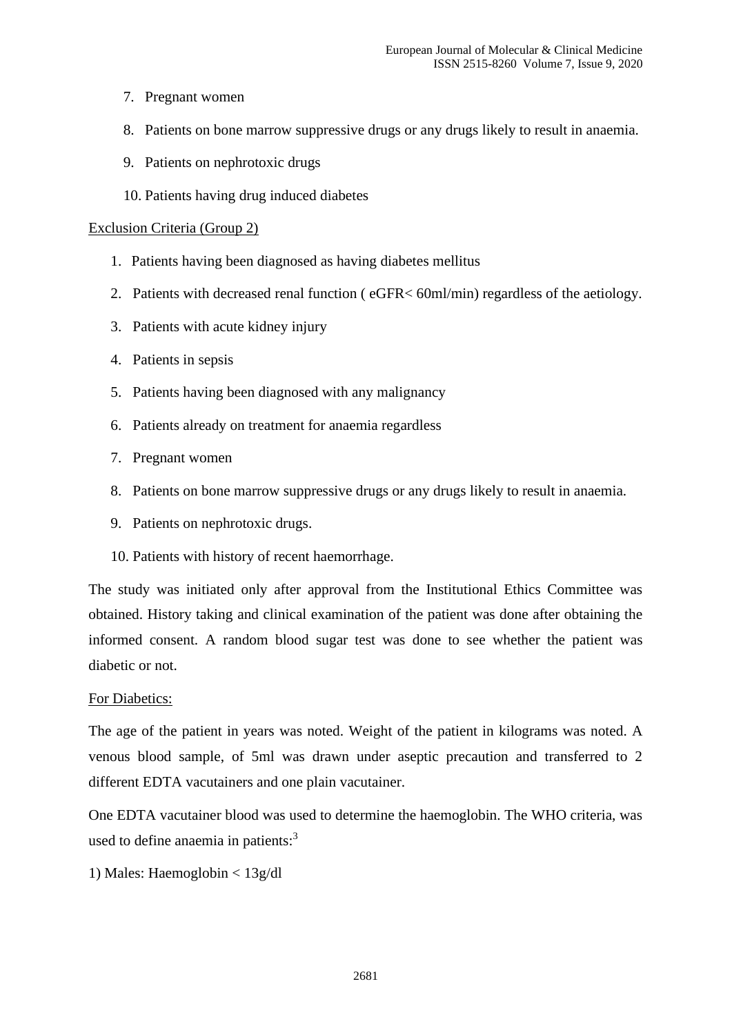7. Pregnant women
8. Patients on bone marrow suppressive drugs or any drugs likely to result in anaemia.
9. Patients on nephrotoxic drugs
10. Patients having drug induced diabetes

Exclusion Criteria (Group 2)

1. Patients having been diagnosed as having diabetes mellitus
2. Patients with decreased renal function ( eGFR< 60ml/min) regardless of the aetiology.
3. Patients with acute kidney injury
4. Patients in sepsis
5. Patients having been diagnosed with any malignancy
6. Patients already on treatment for anaemia regardless
7. Pregnant women
8. Patients on bone marrow suppressive drugs or any drugs likely to result in anaemia.
9. Patients on nephrotoxic drugs.
10. Patients with history of recent haemorrhage.

The study was initiated only after approval from the Institutional Ethics Committee was obtained. History taking and clinical examination of the patient was done after obtaining the informed consent. A random blood sugar test was done to see whether the patient was diabetic or not.

For Diabetics:

The age of the patient in years was noted. Weight of the patient in kilograms was noted. A venous blood sample, of 5ml was drawn under aseptic precaution and transferred to 2 different EDTA vacutainers and one plain vacutainer.

One EDTA vacutainer blood was used to determine the haemoglobin. The WHO criteria, was used to define anaemia in patients:[3]

1) Males: Haemoglobin < 13g/dl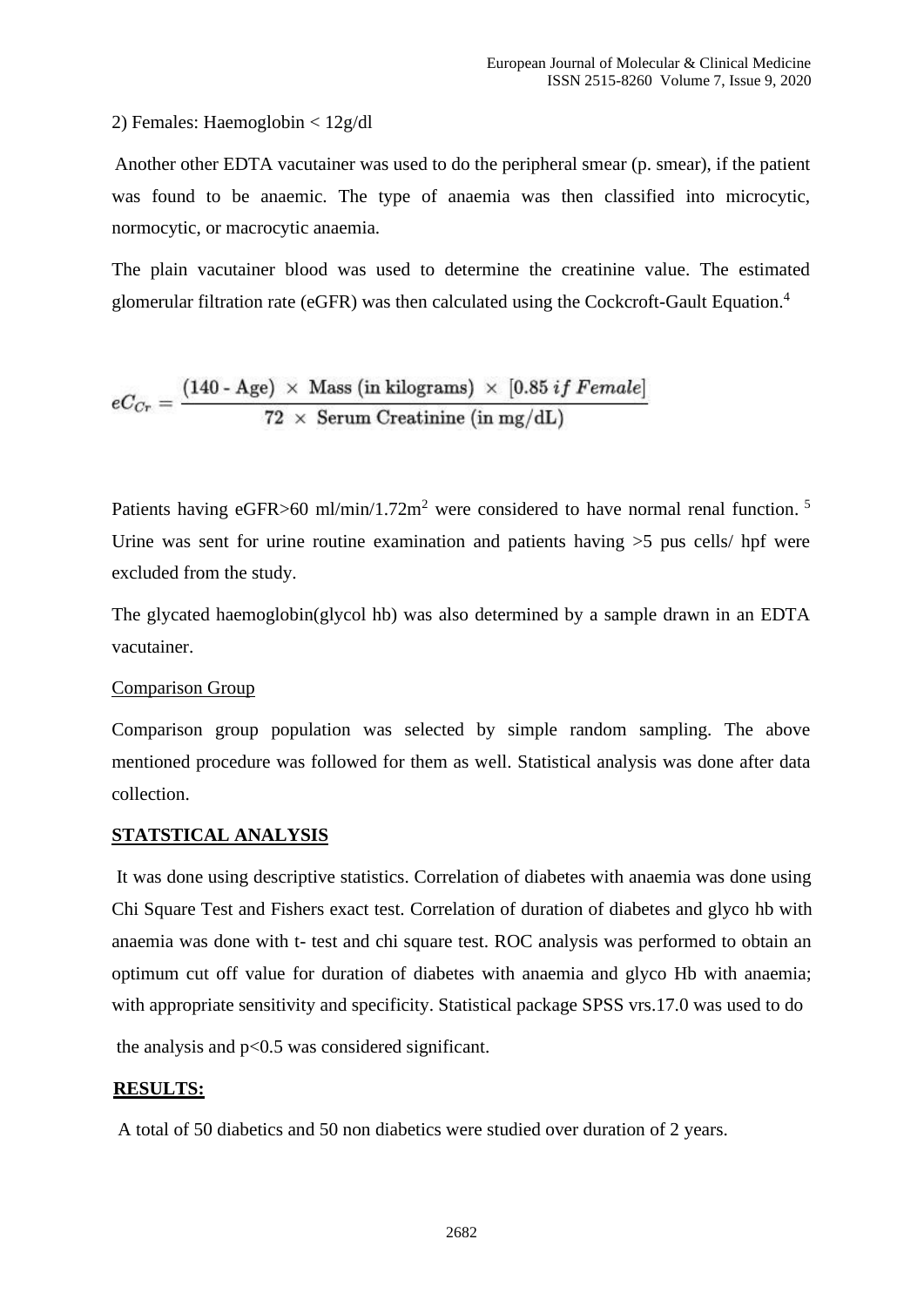2) Females: Haemoglobin < 12g/dl

Another other EDTA vacutainer was used to do the peripheral smear (p. smear), if the patient was found to be anaemic. The type of anaemia was then classified into microcytic, normocytic, or macrocytic anaemia.

The plain vacutainer blood was used to determine the creatinine value. The estimated glomerular filtration rate (eGFR) was then calculated using the Cockcroft-Gault Equation.[4]

$$eC_{Cr} = \frac{(140 - \text{Age}) \times \text{Mass (in kilograms)} \times [0.85\, if\ Female]}{72 \times \text{Serum Creatinine (in mg/dL)}}$$

Patients having eGFR>60 ml/min/1.72m$^2$ were considered to have normal renal function.[5] Urine was sent for urine routine examination and patients having >5 pus cells/ hpf were excluded from the study.

The glycated haemoglobin(glycol hb) was also determined by a sample drawn in an EDTA vacutainer.

Comparison Group

Comparison group population was selected by simple random sampling. The above mentioned procedure was followed for them as well. Statistical analysis was done after data collection.

## STATSTICAL ANALYSIS

It was done using descriptive statistics. Correlation of diabetes with anaemia was done using Chi Square Test and Fishers exact test. Correlation of duration of diabetes and glyco hb with anaemia was done with t- test and chi square test. ROC analysis was performed to obtain an optimum cut off value for duration of diabetes with anaemia and glyco Hb with anaemia; with appropriate sensitivity and specificity. Statistical package SPSS vrs.17.0 was used to do the analysis and $p<0.5$ was considered significant.

## RESULTS:

A total of 50 diabetics and 50 non diabetics were studied over duration of 2 years.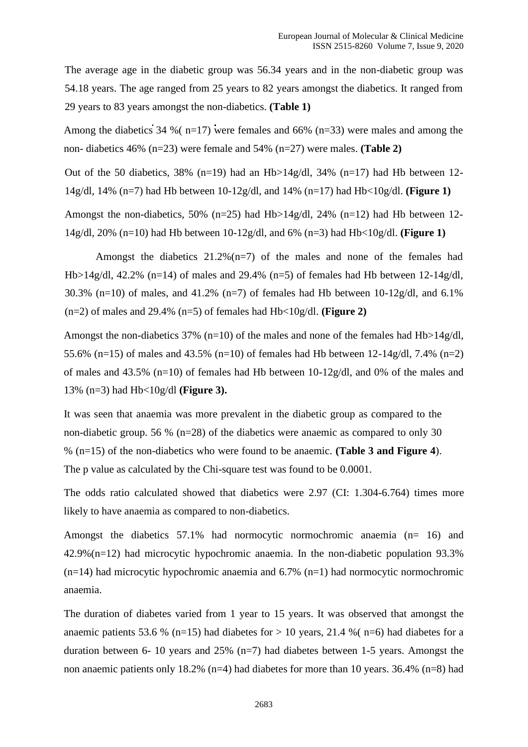The average age in the diabetic group was 56.34 years and in the non-diabetic group was 54.18 years. The age ranged from 25 years to 82 years amongst the diabetics. It ranged from 29 years to 83 years amongst the non-diabetics. **(Table 1)**

Among the diabetics 34 %( n=17) were females and 66% (n=33) were males and among the non- diabetics 46% (n=23) were female and 54% (n=27) were males. **(Table 2)**

Out of the 50 diabetics, 38% (n=19) had an Hb>14g/dl, 34% (n=17) had Hb between 12-14g/dl, 14% (n=7) had Hb between 10-12g/dl, and 14% (n=17) had Hb<10g/dl. **(Figure 1)**

Amongst the non-diabetics, 50% (n=25) had Hb>14g/dl, 24% (n=12) had Hb between 12-14g/dl, 20% (n=10) had Hb between 10-12g/dl, and 6% (n=3) had Hb<10g/dl. **(Figure 1)**

Amongst the diabetics 21.2%(n=7) of the males and none of the females had Hb>14g/dl, 42.2% (n=14) of males and 29.4% (n=5) of females had Hb between 12-14g/dl, 30.3% (n=10) of males, and 41.2% (n=7) of females had Hb between 10-12g/dl, and 6.1% (n=2) of males and 29.4% (n=5) of females had Hb<10g/dl. **(Figure 2)**

Amongst the non-diabetics 37% (n=10) of the males and none of the females had Hb>14g/dl, 55.6% (n=15) of males and 43.5% (n=10) of females had Hb between 12-14g/dl, 7.4% (n=2) of males and 43.5% (n=10) of females had Hb between 10-12g/dl, and 0% of the males and 13% (n=3) had Hb<10g/dl **(Figure 3).**

It was seen that anaemia was more prevalent in the diabetic group as compared to the non-diabetic group. 56 % (n=28) of the diabetics were anaemic as compared to only 30 % (n=15) of the non-diabetics who were found to be anaemic. **(Table 3 and Figure 4**). The p value as calculated by the Chi-square test was found to be 0.0001.

The odds ratio calculated showed that diabetics were 2.97 (CI: 1.304-6.764) times more likely to have anaemia as compared to non-diabetics.

Amongst the diabetics 57.1% had normocytic normochromic anaemia (n= 16) and 42.9%(n=12) had microcytic hypochromic anaemia. In the non-diabetic population 93.3% (n=14) had microcytic hypochromic anaemia and 6.7% (n=1) had normocytic normochromic anaemia.

The duration of diabetes varied from 1 year to 15 years. It was observed that amongst the anaemic patients 53.6 % (n=15) had diabetes for > 10 years, 21.4 %( n=6) had diabetes for a duration between 6- 10 years and 25% (n=7) had diabetes between 1-5 years. Amongst the non anaemic patients only 18.2% (n=4) had diabetes for more than 10 years. 36.4% (n=8) had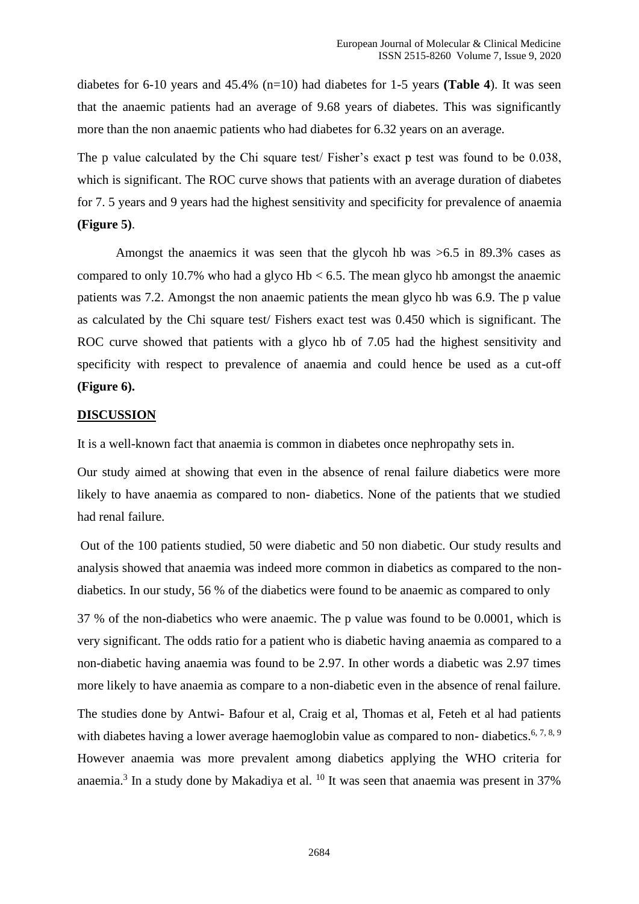diabetes for 6-10 years and 45.4% (n=10) had diabetes for 1-5 years **(Table 4**). It was seen that the anaemic patients had an average of 9.68 years of diabetes. This was significantly more than the non anaemic patients who had diabetes for 6.32 years on an average.

The p value calculated by the Chi square test/ Fisher's exact p test was found to be 0.038, which is significant. The ROC curve shows that patients with an average duration of diabetes for 7. 5 years and 9 years had the highest sensitivity and specificity for prevalence of anaemia **(Figure 5)**.

Amongst the anaemics it was seen that the glycoh hb was >6.5 in 89.3% cases as compared to only 10.7% who had a glyco Hb < 6.5. The mean glyco hb amongst the anaemic patients was 7.2. Amongst the non anaemic patients the mean glyco hb was 6.9. The p value as calculated by the Chi square test/ Fishers exact test was 0.450 which is significant. The ROC curve showed that patients with a glyco hb of 7.05 had the highest sensitivity and specificity with respect to prevalence of anaemia and could hence be used as a cut-off **(Figure 6).**

## DISCUSSION

It is a well-known fact that anaemia is common in diabetes once nephropathy sets in.

Our study aimed at showing that even in the absence of renal failure diabetics were more likely to have anaemia as compared to non- diabetics. None of the patients that we studied had renal failure.

Out of the 100 patients studied, 50 were diabetic and 50 non diabetic. Our study results and analysis showed that anaemia was indeed more common in diabetics as compared to the non-diabetics. In our study, 56 % of the diabetics were found to be anaemic as compared to only 37 % of the non-diabetics who were anaemic. The p value was found to be 0.0001, which is very significant. The odds ratio for a patient who is diabetic having anaemia as compared to a non-diabetic having anaemia was found to be 2.97. In other words a diabetic was 2.97 times more likely to have anaemia as compare to a non-diabetic even in the absence of renal failure.

The studies done by Antwi- Bafour et al, Craig et al, Thomas et al, Feteh et al had patients with diabetes having a lower average haemoglobin value as compared to non- diabetics.[6, 7, 8, 9] However anaemia was more prevalent among diabetics applying the WHO criteria for anaemia.[3] In a study done by Makadiya et al. [10] It was seen that anaemia was present in 37%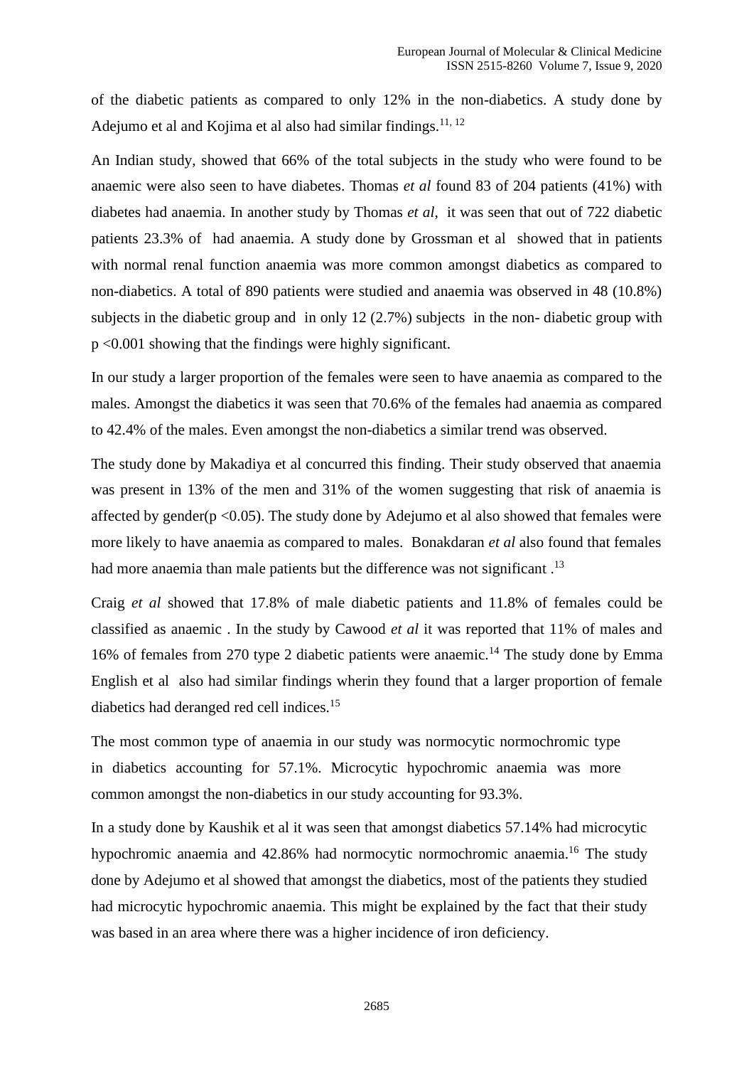of the diabetic patients as compared to only 12% in the non-diabetics. A study done by Adejumo et al and Kojima et al also had similar findings.[11, 12]

An Indian study, showed that 66% of the total subjects in the study who were found to be anaemic were also seen to have diabetes. Thomas *et al* found 83 of 204 patients (41%) with diabetes had anaemia. In another study by Thomas *et al*, it was seen that out of 722 diabetic patients 23.3% of had anaemia. A study done by Grossman et al showed that in patients with normal renal function anaemia was more common amongst diabetics as compared to non-diabetics. A total of 890 patients were studied and anaemia was observed in 48 (10.8%) subjects in the diabetic group and in only 12 (2.7%) subjects in the non- diabetic group with $p < 0.001$ showing that the findings were highly significant.

In our study a larger proportion of the females were seen to have anaemia as compared to the males. Amongst the diabetics it was seen that 70.6% of the females had anaemia as compared to 42.4% of the males. Even amongst the non-diabetics a similar trend was observed.

The study done by Makadiya et al concurred this finding. Their study observed that anaemia was present in 13% of the men and 31% of the women suggesting that risk of anaemia is affected by gender($p < 0.05$). The study done by Adejumo et al also showed that females were more likely to have anaemia as compared to males. Bonakdaran *et al* also found that females had more anaemia than male patients but the difference was not significant .[13]

Craig *et al* showed that 17.8% of male diabetic patients and 11.8% of females could be classified as anaemic . In the study by Cawood *et al* it was reported that 11% of males and 16% of females from 270 type 2 diabetic patients were anaemic.[14] The study done by Emma English et al also had similar findings wherin they found that a larger proportion of female diabetics had deranged red cell indices.[15]

The most common type of anaemia in our study was normocytic normochromic type in diabetics accounting for 57.1%. Microcytic hypochromic anaemia was more common amongst the non-diabetics in our study accounting for 93.3%.

In a study done by Kaushik et al it was seen that amongst diabetics 57.14% had microcytic hypochromic anaemia and 42.86% had normocytic normochromic anaemia.[16] The study done by Adejumo et al showed that amongst the diabetics, most of the patients they studied had microcytic hypochromic anaemia. This might be explained by the fact that their study was based in an area where there was a higher incidence of iron deficiency.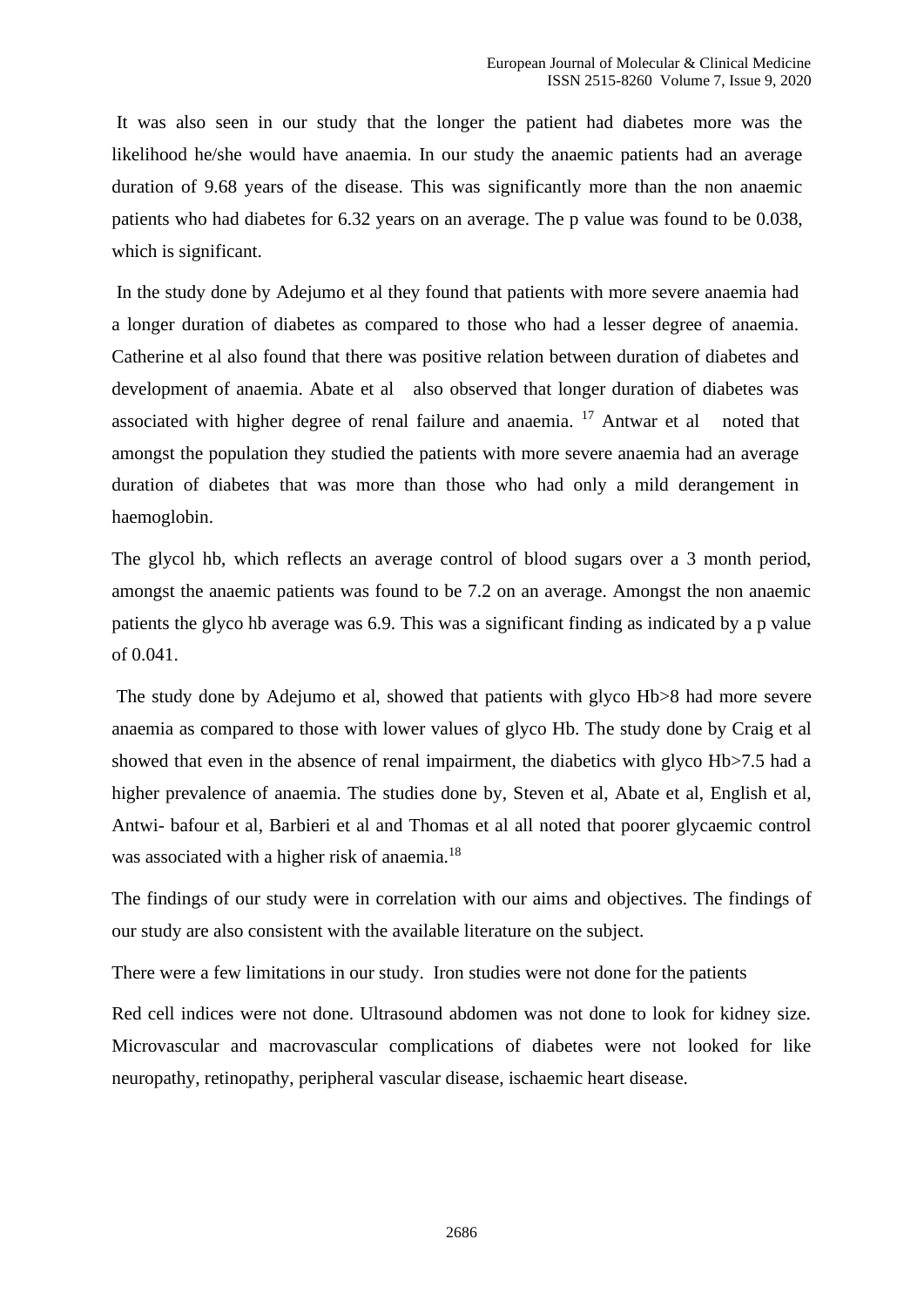It was also seen in our study that the longer the patient had diabetes more was the likelihood he/she would have anaemia. In our study the anaemic patients had an average duration of 9.68 years of the disease. This was significantly more than the non anaemic patients who had diabetes for 6.32 years on an average. The p value was found to be 0.038, which is significant.

In the study done by Adejumo et al they found that patients with more severe anaemia had a longer duration of diabetes as compared to those who had a lesser degree of anaemia. Catherine et al also found that there was positive relation between duration of diabetes and development of anaemia. Abate et al also observed that longer duration of diabetes was associated with higher degree of renal failure and anaemia. [17] Antwar et al noted that amongst the population they studied the patients with more severe anaemia had an average duration of diabetes that was more than those who had only a mild derangement in haemoglobin.

The glycol hb, which reflects an average control of blood sugars over a 3 month period, amongst the anaemic patients was found to be 7.2 on an average. Amongst the non anaemic patients the glyco hb average was 6.9. This was a significant finding as indicated by a p value of 0.041.

The study done by Adejumo et al, showed that patients with glyco Hb>8 had more severe anaemia as compared to those with lower values of glyco Hb. The study done by Craig et al showed that even in the absence of renal impairment, the diabetics with glyco Hb>7.5 had a higher prevalence of anaemia. The studies done by, Steven et al, Abate et al, English et al, Antwi- bafour et al, Barbieri et al and Thomas et al all noted that poorer glycaemic control was associated with a higher risk of anaemia.[18]

The findings of our study were in correlation with our aims and objectives. The findings of our study are also consistent with the available literature on the subject.

There were a few limitations in our study. Iron studies were not done for the patients

Red cell indices were not done. Ultrasound abdomen was not done to look for kidney size. Microvascular and macrovascular complications of diabetes were not looked for like neuropathy, retinopathy, peripheral vascular disease, ischaemic heart disease.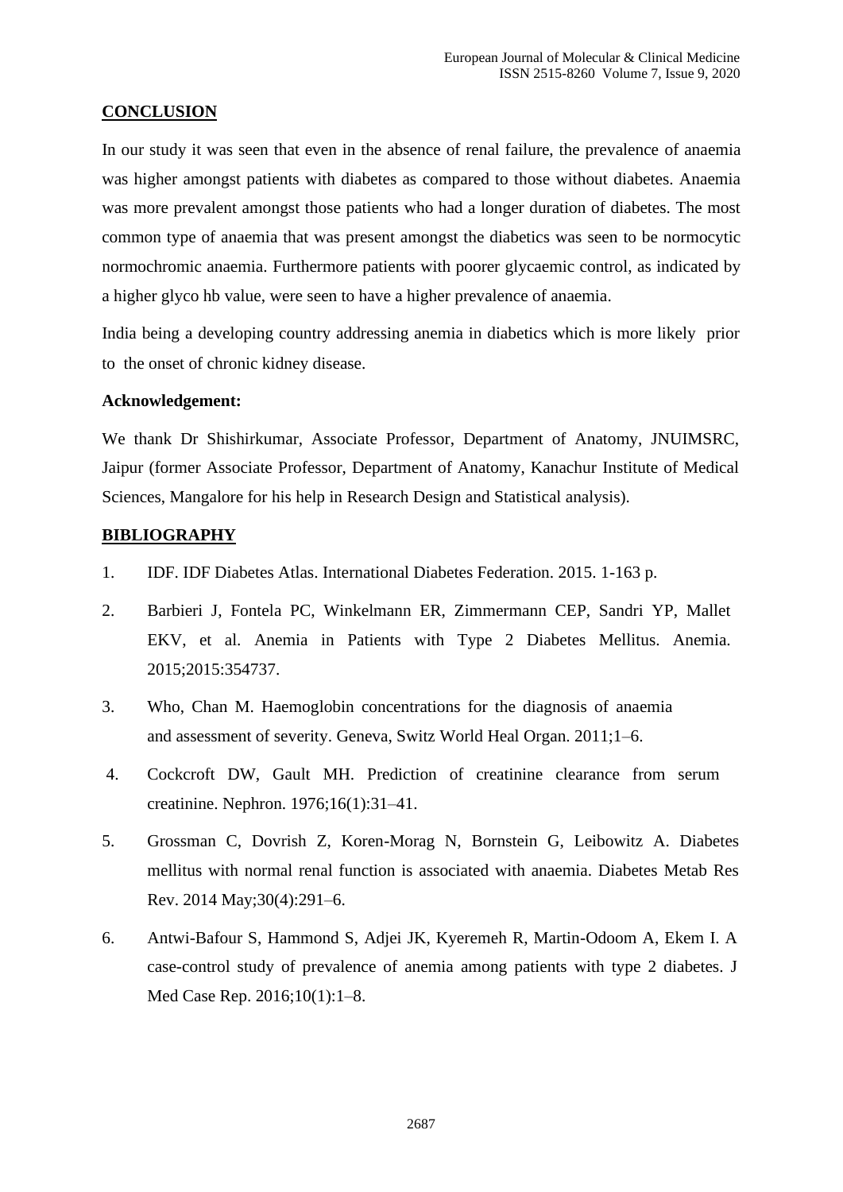## CONCLUSION

In our study it was seen that even in the absence of renal failure, the prevalence of anaemia was higher amongst patients with diabetes as compared to those without diabetes. Anaemia was more prevalent amongst those patients who had a longer duration of diabetes. The most common type of anaemia that was present amongst the diabetics was seen to be normocytic normochromic anaemia. Furthermore patients with poorer glycaemic control, as indicated by a higher glyco hb value, were seen to have a higher prevalence of anaemia.

India being a developing country addressing anemia in diabetics which is more likely prior to the onset of chronic kidney disease.

**Acknowledgement:**

We thank Dr Shishirkumar, Associate Professor, Department of Anatomy, JNUIMSRC, Jaipur (former Associate Professor, Department of Anatomy, Kanachur Institute of Medical Sciences, Mangalore for his help in Research Design and Statistical analysis).

## BIBLIOGRAPHY

1. IDF. IDF Diabetes Atlas. International Diabetes Federation. 2015. 1-163 p.
2. Barbieri J, Fontela PC, Winkelmann ER, Zimmermann CEP, Sandri YP, Mallet EKV, et al. Anemia in Patients with Type 2 Diabetes Mellitus. Anemia. 2015;2015:354737.
3. Who, Chan M. Haemoglobin concentrations for the diagnosis of anaemia and assessment of severity. Geneva, Switz World Heal Organ. 2011;1–6.
4. Cockcroft DW, Gault MH. Prediction of creatinine clearance from serum creatinine. Nephron. 1976;16(1):31–41.
5. Grossman C, Dovrish Z, Koren-Morag N, Bornstein G, Leibowitz A. Diabetes mellitus with normal renal function is associated with anaemia. Diabetes Metab Res Rev. 2014 May;30(4):291–6.
6. Antwi-Bafour S, Hammond S, Adjei JK, Kyeremeh R, Martin-Odoom A, Ekem I. A case-control study of prevalence of anemia among patients with type 2 diabetes. J Med Case Rep. 2016;10(1):1–8.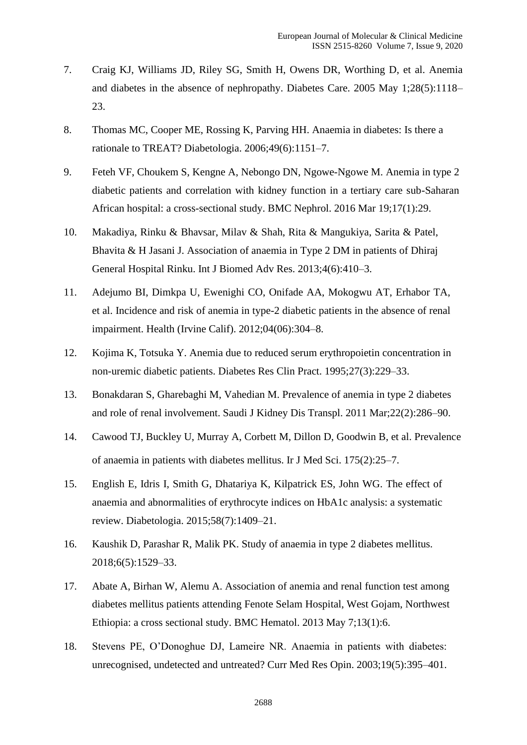7. Craig KJ, Williams JD, Riley SG, Smith H, Owens DR, Worthing D, et al. Anemia and diabetes in the absence of nephropathy. Diabetes Care. 2005 May 1;28(5):1118–23.
8. Thomas MC, Cooper ME, Rossing K, Parving HH. Anaemia in diabetes: Is there a rationale to TREAT? Diabetologia. 2006;49(6):1151–7.
9. Feteh VF, Choukem S, Kengne A, Nebongo DN, Ngowe-Ngowe M. Anemia in type 2 diabetic patients and correlation with kidney function in a tertiary care sub-Saharan African hospital: a cross-sectional study. BMC Nephrol. 2016 Mar 19;17(1):29.
10. Makadiya, Rinku & Bhavsar, Milav & Shah, Rita & Mangukiya, Sarita & Patel, Bhavita & H Jasani J. Association of anaemia in Type 2 DM in patients of Dhiraj General Hospital Rinku. Int J Biomed Adv Res. 2013;4(6):410–3.
11. Adejumo BI, Dimkpa U, Ewenighi CO, Onifade AA, Mokogwu AT, Erhabor TA, et al. Incidence and risk of anemia in type-2 diabetic patients in the absence of renal impairment. Health (Irvine Calif). 2012;04(06):304–8.
12. Kojima K, Totsuka Y. Anemia due to reduced serum erythropoietin concentration in non-uremic diabetic patients. Diabetes Res Clin Pract. 1995;27(3):229–33.
13. Bonakdaran S, Gharebaghi M, Vahedian M. Prevalence of anemia in type 2 diabetes and role of renal involvement. Saudi J Kidney Dis Transpl. 2011 Mar;22(2):286–90.
14. Cawood TJ, Buckley U, Murray A, Corbett M, Dillon D, Goodwin B, et al. Prevalence of anaemia in patients with diabetes mellitus. Ir J Med Sci. 175(2):25–7.
15. English E, Idris I, Smith G, Dhatariya K, Kilpatrick ES, John WG. The effect of anaemia and abnormalities of erythrocyte indices on HbA1c analysis: a systematic review. Diabetologia. 2015;58(7):1409–21.
16. Kaushik D, Parashar R, Malik PK. Study of anaemia in type 2 diabetes mellitus. 2018;6(5):1529–33.
17. Abate A, Birhan W, Alemu A. Association of anemia and renal function test among diabetes mellitus patients attending Fenote Selam Hospital, West Gojam, Northwest Ethiopia: a cross sectional study. BMC Hematol. 2013 May 7;13(1):6.
18. Stevens PE, O'Donoghue DJ, Lameire NR. Anaemia in patients with diabetes: unrecognised, undetected and untreated? Curr Med Res Opin. 2003;19(5):395–401.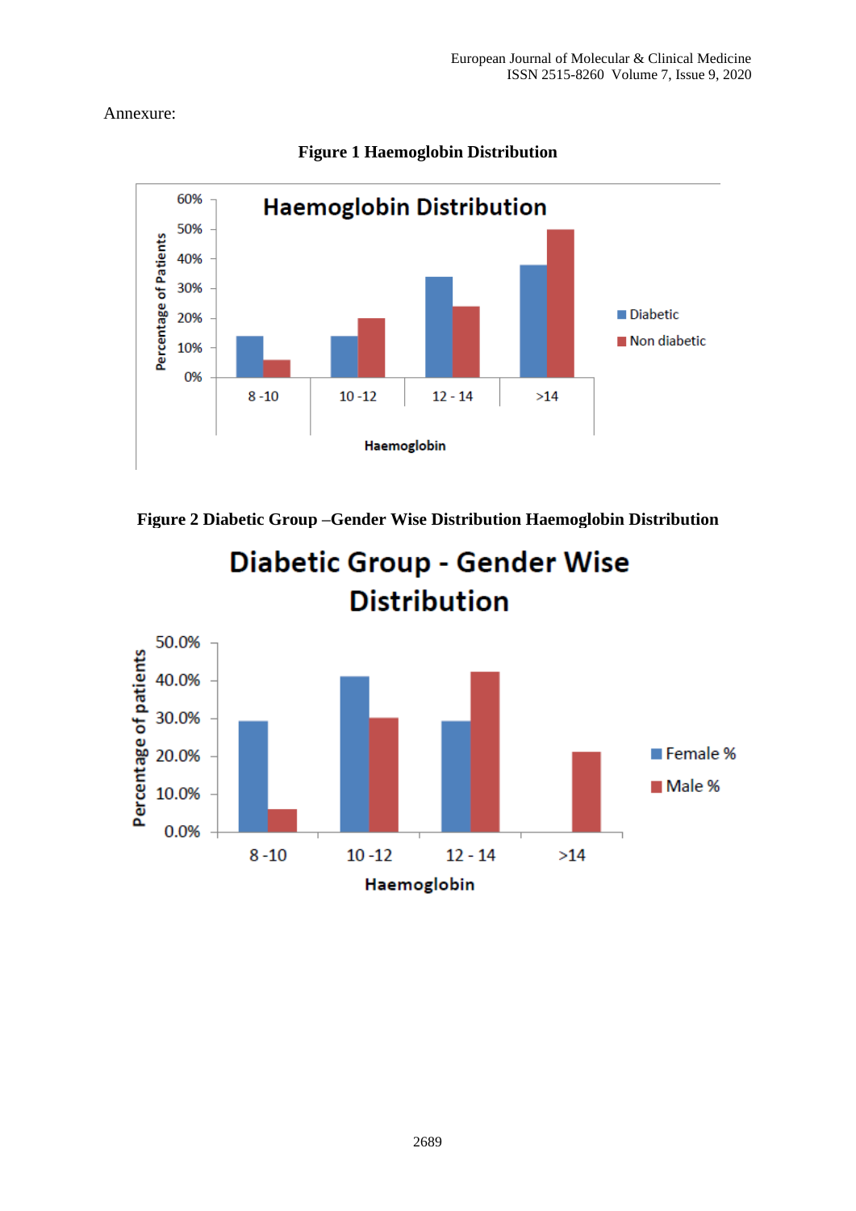Annexure:

**Figure 1 Haemoglobin Distribution**

**Figure 2 Diabetic Group –Gender Wise Distribution Haemoglobin Distribution**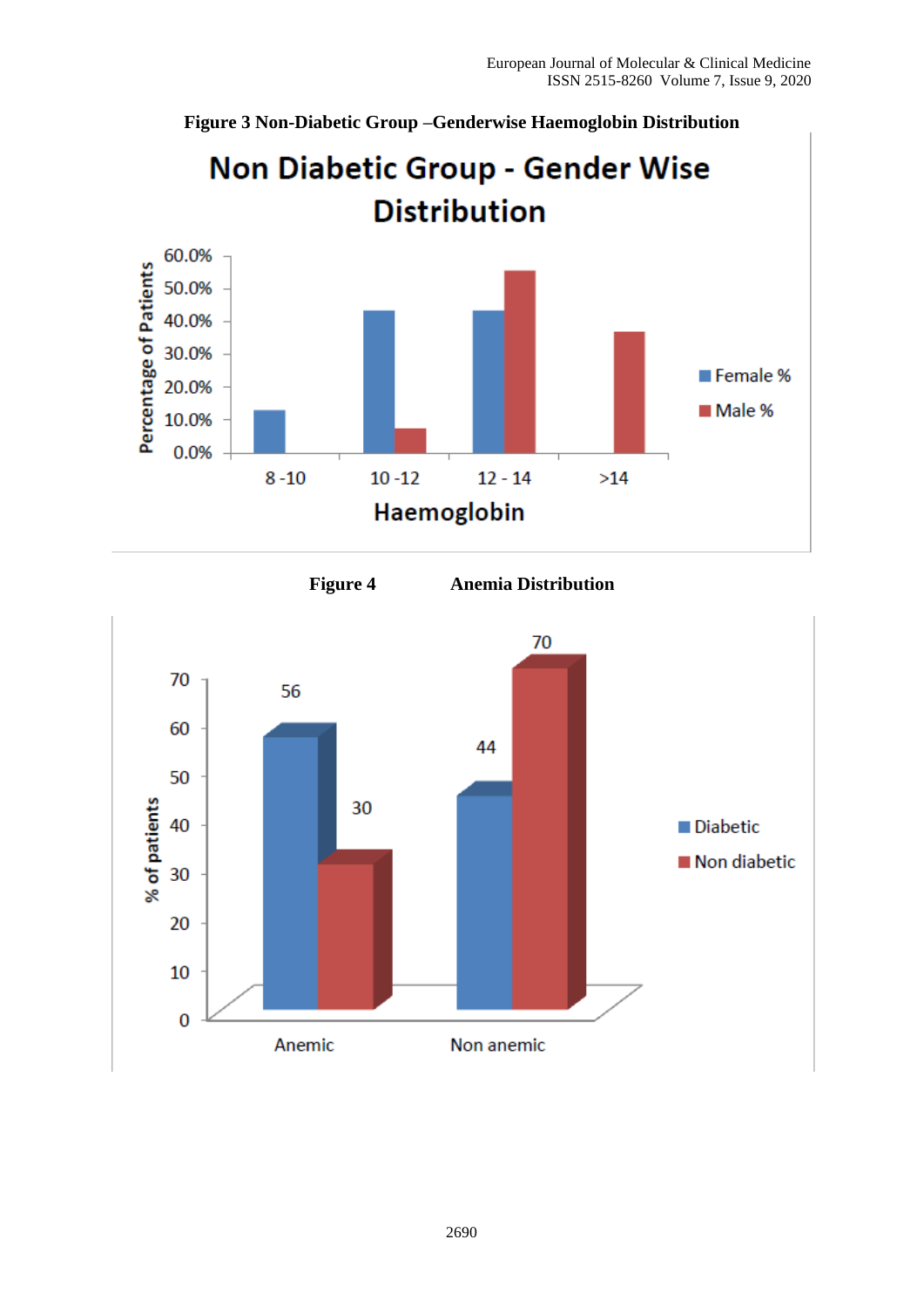**Figure 3 Non-Diabetic Group –Genderwise Haemoglobin Distribution**

**Figure 4 Anemia Distribution**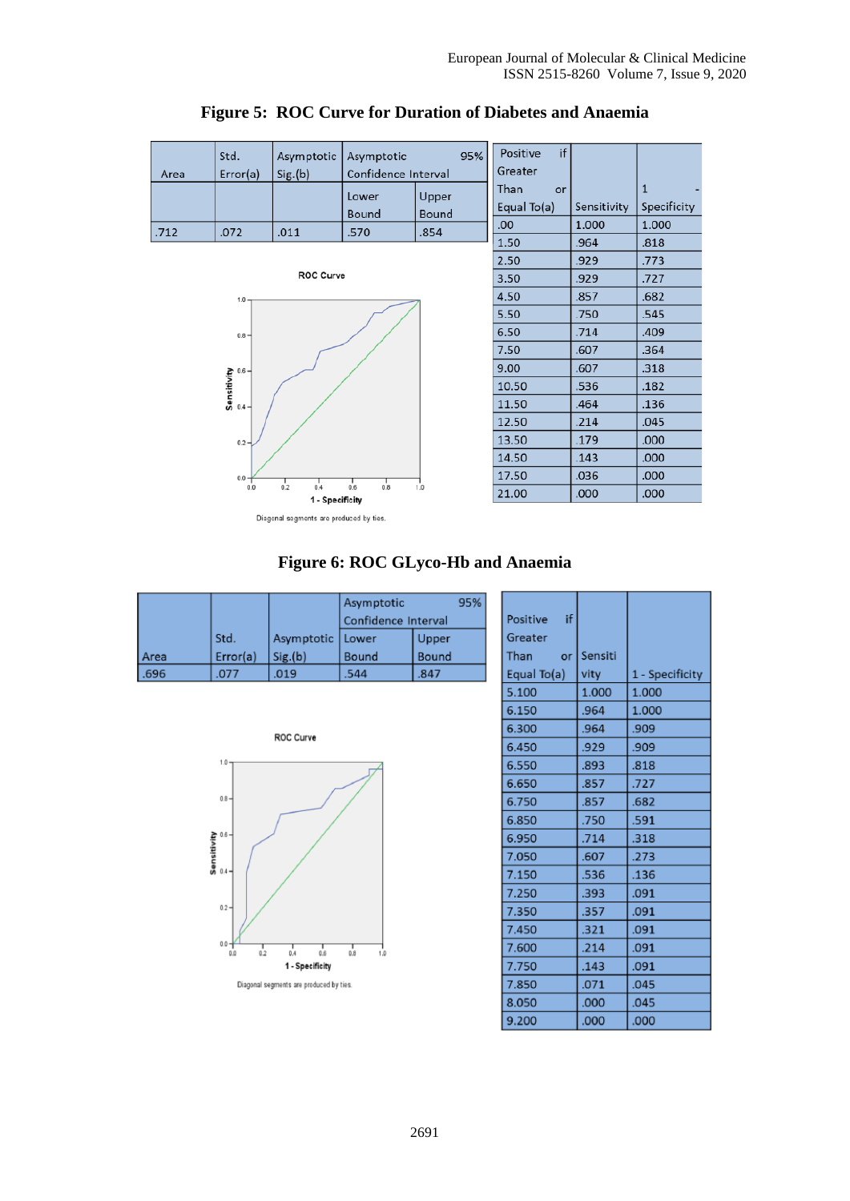**Figure 5: ROC Curve for Duration of Diabetes and Anaemia**

| Area | Std. Error(a) | Asymptotic Sig.(b) | Asymptotic 95% Confidence Interval | |
|---|---|---|---|---|
| | | | Lower Bound | Upper Bound |
| .712 | .072 | .011 | .570 | .854 |

ROC Curve

Diagonal segments are produced by ties.

| Positive if Greater Than or Equal To(a) | Sensitivity | 1 - Specificity |
|---|---|---|
| .00 | 1.000 | 1.000 |
| 1.50 | .964 | .818 |
| 2.50 | .929 | .773 |
| 3.50 | .929 | .727 |
| 4.50 | .857 | .682 |
| 5.50 | .750 | .545 |
| 6.50 | .714 | .409 |
| 7.50 | .607 | .364 |
| 9.00 | .607 | .318 |
| 10.50 | .536 | .182 |
| 11.50 | .464 | .136 |
| 12.50 | .214 | .045 |
| 13.50 | .179 | .000 |
| 14.50 | .143 | .000 |
| 17.50 | .036 | .000 |
| 21.00 | .000 | .000 |

**Figure 6: ROC GLyco-Hb and Anaemia**

| Area | Std. Error(a) | Asymptotic Sig.(b) | Asymptotic 95% Confidence Interval | |
|---|---|---|---|---|
| | | | Lower Bound | Upper Bound |
| .696 | .077 | .019 | .544 | .847 |

ROC Curve

Diagonal segments are produced by ties.

| Positive if Greater Than or Equal To(a) | Sensitivity | 1 - Specificity |
|---|---|---|
| 5.100 | 1.000 | 1.000 |
| 6.150 | .964 | 1.000 |
| 6.300 | .964 | .909 |
| 6.450 | .929 | .909 |
| 6.550 | .893 | .818 |
| 6.650 | .857 | .727 |
| 6.750 | .857 | .682 |
| 6.850 | .750 | .591 |
| 6.950 | .714 | .318 |
| 7.050 | .607 | .273 |
| 7.150 | .536 | .136 |
| 7.250 | .393 | .091 |
| 7.350 | .357 | .091 |
| 7.450 | .321 | .091 |
| 7.600 | .214 | .091 |
| 7.750 | .143 | .091 |
| 7.850 | .071 | .045 |
| 8.050 | .000 | .045 |
| 9.200 | .000 | .000 |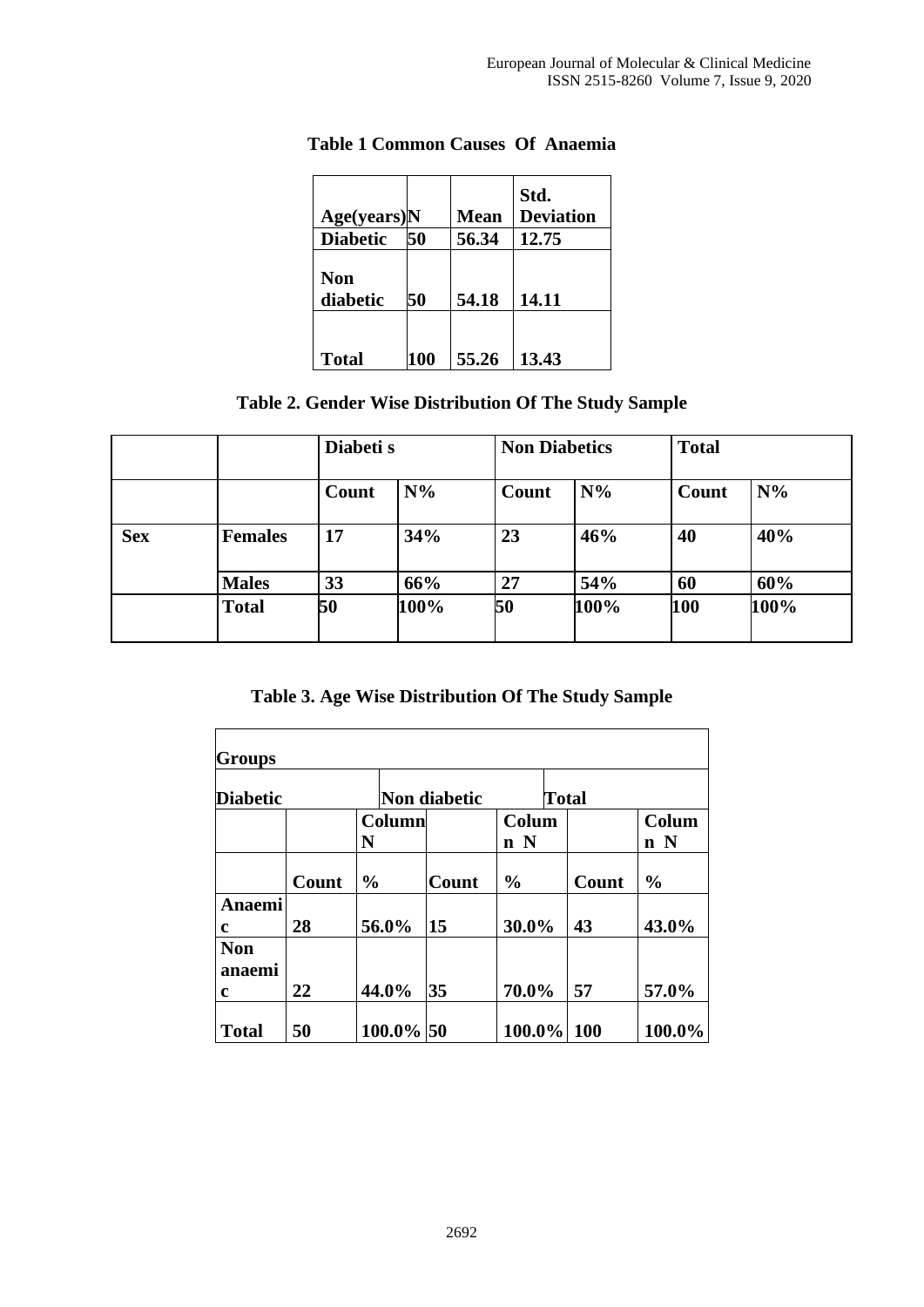**Table 1 Common Causes Of Anaemia**

| Age(years) | N | Mean | Std. Deviation |
|---|---|---|---|
| Diabetic | 50 | 56.34 | 12.75 |
| Non diabetic | 50 | 54.18 | 14.11 |
| Total | 100 | 55.26 | 13.43 |

**Table 2. Gender Wise Distribution Of The Study Sample**

| | | Diabeti s | | Non Diabetics | | Total | |
|---|---|---|---|---|---|---|---|
| | | Count | N% | Count | N% | Count | N% |
| Sex | Females | 17 | 34% | 23 | 46% | 40 | 40% |
| | Males | 33 | 66% | 27 | 54% | 60 | 60% |
| | Total | 50 | 100% | 50 | 100% | 100 | 100% |

**Table 3. Age Wise Distribution Of The Study Sample**

| Groups | | | | | | |
|---|---|---|---|---|---|---|
| Diabetic | | | Non diabetic | | Total | |
| | | Column N | | Column N | | Column N |
| | Count | % | Count | % | Count | % |
| Anaemic | 28 | 56.0% | 15 | 30.0% | 43 | 43.0% |
| Non anaemic | 22 | 44.0% | 35 | 70.0% | 57 | 57.0% |
| Total | 50 | 100.0% | 50 | 100.0% | 100 | 100.0% |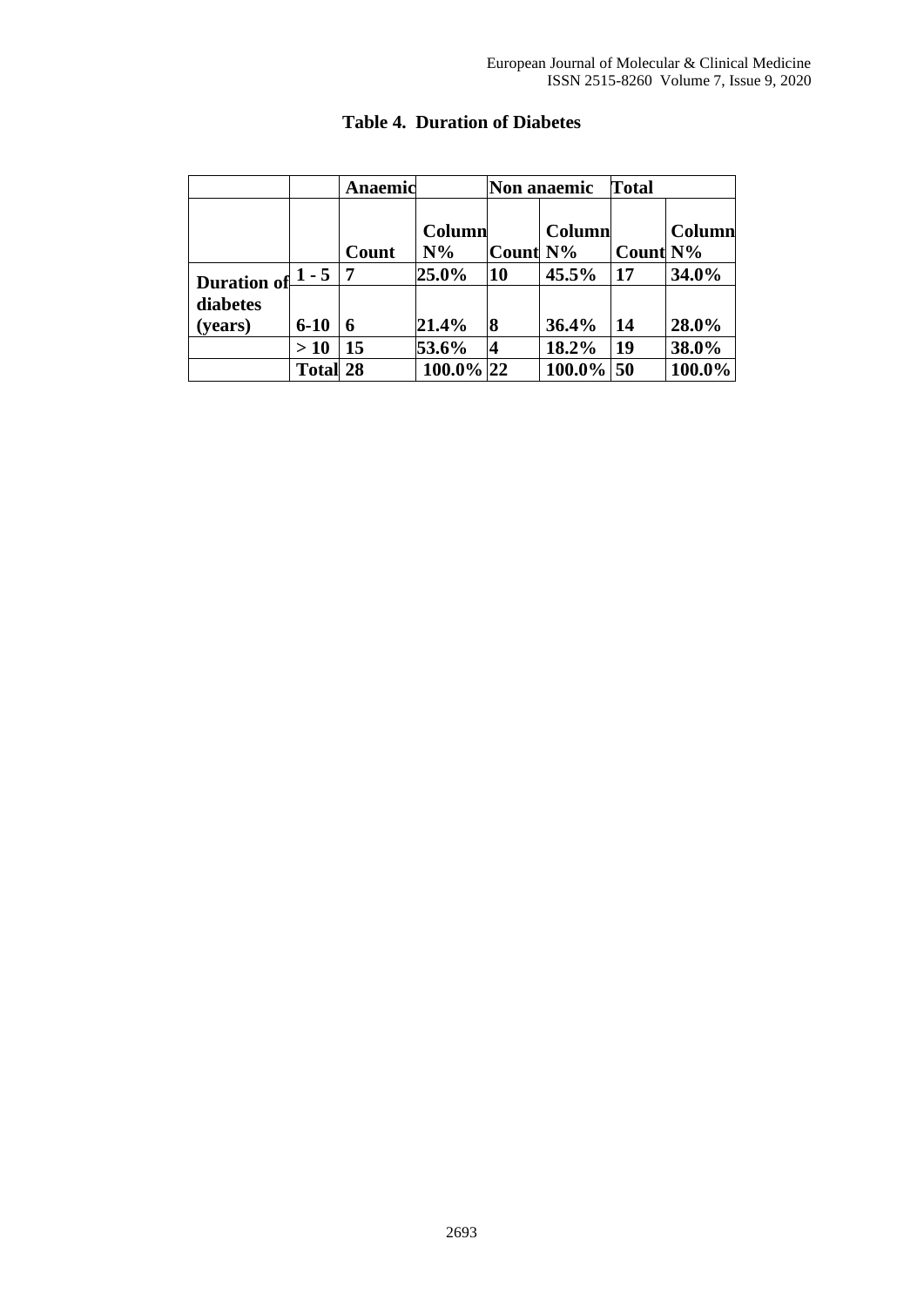**Table 4. Duration of Diabetes**

| | | Anaemic | | Non anaemic | | Total | |
|---|---|---|---|---|---|---|---|
| | | Count | Column N% | Count | Column N% | Count | Column N% |
| Duration of diabetes (years) | 1 - 5 | 7 | 25.0% | 10 | 45.5% | 17 | 34.0% |
| | 6-10 | 6 | 21.4% | 8 | 36.4% | 14 | 28.0% |
| | > 10 | 15 | 53.6% | 4 | 18.2% | 19 | 38.0% |
| | Total | 28 | 100.0% | 22 | 100.0% | 50 | 100.0% |